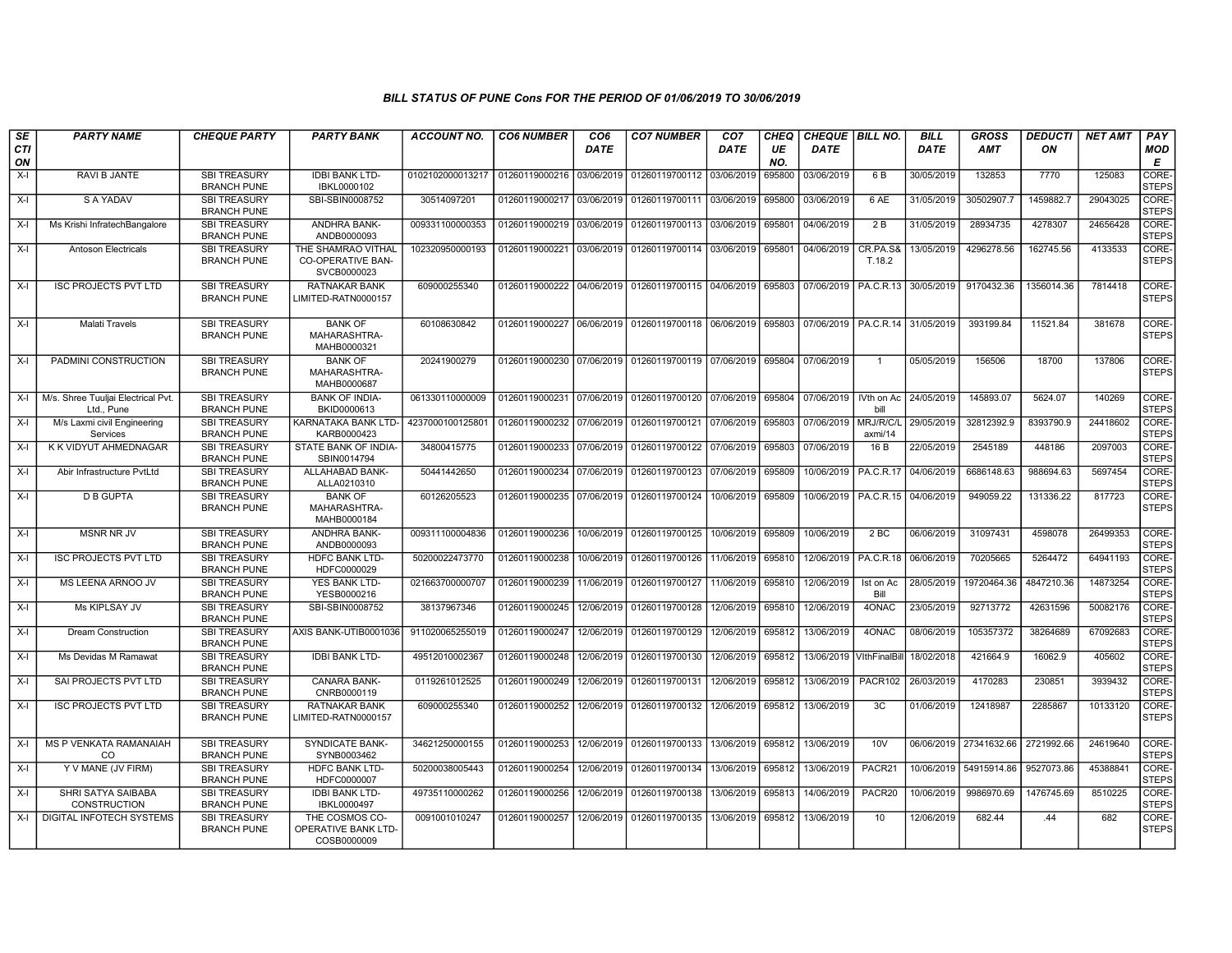### BILL STATUS OF PUNE Cons FOR THE PERIOD OF 01/06/2019 TO 30/06/2019

| SECTION | PARTY NAME | CHEQUE PARTY | PARTY BANK | ACCOUNT NO. | CO6 NUMBER | CO6 DATE | CO7 NUMBER | CO7 DATE | CHEQUE NO. | CHEQUE DATE | BILL NO. | BILL DATE | GROSS AMT | DEDUCTION | NET AMT | PAY MODE |
|---|---|---|---|---|---|---|---|---|---|---|---|---|---|---|---|---|
| X-I | RAVI B JANTE | SBI TREASURY BRANCH PUNE | IDBI BANK LTD-IBKL0000102 | 0102102000013217 | 01260119000216 | 03/06/2019 | 01260119700112 | 03/06/2019 | 695800 | 03/06/2019 | 6 B | 30/05/2019 | 132853 | 7770 | 125083 | CORE-STEPS |
| X-I | S A YADAV | SBI TREASURY BRANCH PUNE | SBI-SBIN0008752 | 30514097201 | 01260119000217 | 03/06/2019 | 01260119700111 | 03/06/2019 | 695800 | 03/06/2019 | 6 AE | 31/05/2019 | 30502907.7 | 1459882.7 | 29043025 | CORE-STEPS |
| X-I | Ms Krishi InfratechBangalore | SBI TREASURY BRANCH PUNE | ANDHRA BANK-ANDB0000093 | 009331100000353 | 01260119000219 | 03/06/2019 | 01260119700113 | 03/06/2019 | 695801 | 04/06/2019 | 2 B | 31/05/2019 | 28934735 | 4278307 | 24656428 | CORE-STEPS |
| X-I | Antoson Electricals | SBI TREASURY BRANCH PUNE | THE SHAMRAO VITHAL CO-OPERATIVE BAN-SVCB0000023 | 102320950000193 | 01260119000221 | 03/06/2019 | 01260119700114 | 03/06/2019 | 695801 | 04/06/2019 | CR.PA.S& T.18.2 | 13/05/2019 | 4296278.56 | 162745.56 | 4133533 | CORE-STEPS |
| X-I | ISC PROJECTS PVT LTD | SBI TREASURY BRANCH PUNE | RATNAKAR BANK LIMITED-RATN0000157 | 609000255340 | 01260119000222 | 04/06/2019 | 01260119700115 | 04/06/2019 | 695803 | 07/06/2019 | PA.C.R.13 | 30/05/2019 | 9170432.36 | 1356014.36 | 7814418 | CORE-STEPS |
| X-I | Malati Travels | SBI TREASURY BRANCH PUNE | BANK OF MAHARASHTRA-MAHB0000321 | 60108630842 | 01260119000227 | 06/06/2019 | 01260119700118 | 06/06/2019 | 695803 | 07/06/2019 | PA.C.R.14 | 31/05/2019 | 393199.84 | 11521.84 | 381678 | CORE-STEPS |
| X-I | PADMINI CONSTRUCTION | SBI TREASURY BRANCH PUNE | BANK OF MAHARASHTRA-MAHB0000687 | 20241900279 | 01260119000230 | 07/06/2019 | 01260119700119 | 07/06/2019 | 695804 | 07/06/2019 | 1 | 05/05/2019 | 156506 | 18700 | 137806 | CORE-STEPS |
| X-I | M/s. Shree Tuuljai Electrical Pvt. Ltd., Pune | SBI TREASURY BRANCH PUNE | BANK OF INDIA-BKID0000613 | 061330110000009 | 01260119000231 | 07/06/2019 | 01260119700120 | 07/06/2019 | 695804 | 07/06/2019 | IVth on Ac bill | 24/05/2019 | 145893.07 | 5624.07 | 140269 | CORE-STEPS |
| X-I | M/s Laxmi civil Engineering Services | SBI TREASURY BRANCH PUNE | KARNATAKA BANK LTD-KARB0000423 | 4237000100125801 | 01260119000232 | 07/06/2019 | 01260119700121 | 07/06/2019 | 695803 | 07/06/2019 | MRJ/R/C/Laxmi/14 | 29/05/2019 | 32812392.9 | 8393790.9 | 24418602 | CORE-STEPS |
| X-I | K K VIDYUT AHMEDNAGAR | SBI TREASURY BRANCH PUNE | STATE BANK OF INDIA-SBIN0014794 | 34800415775 | 01260119000233 | 07/06/2019 | 01260119700122 | 07/06/2019 | 695803 | 07/06/2019 | 16 B | 22/05/2019 | 2545189 | 448186 | 2097003 | CORE-STEPS |
| X-I | Abir Infrastructure PvtLtd | SBI TREASURY BRANCH PUNE | ALLAHABAD BANK-ALLA0210310 | 50441442650 | 01260119000234 | 07/06/2019 | 01260119700123 | 07/06/2019 | 695809 | 10/06/2019 | PA.C.R.17 | 04/06/2019 | 6686148.63 | 988694.63 | 5697454 | CORE-STEPS |
| X-I | D B GUPTA | SBI TREASURY BRANCH PUNE | BANK OF MAHARASHTRA-MAHB0000184 | 60126205523 | 01260119000235 | 07/06/2019 | 01260119700124 | 10/06/2019 | 695809 | 10/06/2019 | PA.C.R.15 | 04/06/2019 | 949059.22 | 131336.22 | 817723 | CORE-STEPS |
| X-I | MSNR NR JV | SBI TREASURY BRANCH PUNE | ANDHRA BANK-ANDB0000093 | 009311100004836 | 01260119000236 | 10/06/2019 | 01260119700125 | 10/06/2019 | 695809 | 10/06/2019 | 2 BC | 06/06/2019 | 31097431 | 4598078 | 26499353 | CORE-STEPS |
| X-I | ISC PROJECTS PVT LTD | SBI TREASURY BRANCH PUNE | HDFC BANK LTD-HDFC0000029 | 50200022473770 | 01260119000238 | 10/06/2019 | 01260119700126 | 11/06/2019 | 695810 | 12/06/2019 | PA.C.R.18 | 06/06/2019 | 70205665 | 5264472 | 64941193 | CORE-STEPS |
| X-I | MS LEENA ARNOO JV | SBI TREASURY BRANCH PUNE | YES BANK LTD-YESB0000216 | 021663700000707 | 01260119000239 | 11/06/2019 | 01260119700127 | 11/06/2019 | 695810 | 12/06/2019 | Ist on Ac Bill | 28/05/2019 | 19720464.36 | 4847210.36 | 14873254 | CORE-STEPS |
| X-I | Ms KIPLSAY JV | SBI TREASURY BRANCH PUNE | SBI-SBIN0008752 | 38137967346 | 01260119000245 | 12/06/2019 | 01260119700128 | 12/06/2019 | 695810 | 12/06/2019 | 4ONAC | 23/05/2019 | 92713772 | 42631596 | 50082176 | CORE-STEPS |
| X-I | Dream Construction | SBI TREASURY BRANCH PUNE | AXIS BANK-UTIB0001036 | 911020065255019 | 01260119000247 | 12/06/2019 | 01260119700129 | 12/06/2019 | 695812 | 13/06/2019 | 4ONAC | 08/06/2019 | 105357372 | 38264689 | 67092683 | CORE-STEPS |
| X-I | Ms Devidas M Ramawat | SBI TREASURY BRANCH PUNE | IDBI BANK LTD- | 49512010002367 | 01260119000248 | 12/06/2019 | 01260119700130 | 12/06/2019 | 695812 | 13/06/2019 | VIthFinalBill | 18/02/2018 | 421664.9 | 16062.9 | 405602 | CORE-STEPS |
| X-I | SAI PROJECTS PVT LTD | SBI TREASURY BRANCH PUNE | CANARA BANK-CNRB0000119 | 0119261012525 | 01260119000249 | 12/06/2019 | 01260119700131 | 12/06/2019 | 695812 | 13/06/2019 | PACR102 | 26/03/2019 | 4170283 | 230851 | 3939432 | CORE-STEPS |
| X-I | ISC PROJECTS PVT LTD | SBI TREASURY BRANCH PUNE | RATNAKAR BANK LIMITED-RATN0000157 | 609000255340 | 01260119000252 | 12/06/2019 | 01260119700132 | 12/06/2019 | 695812 | 13/06/2019 | 3C | 01/06/2019 | 12418987 | 2285867 | 10133120 | CORE-STEPS |
| X-I | MS P VENKATA RAMANAIAH CO | SBI TREASURY BRANCH PUNE | SYNDICATE BANK-SYNB0003462 | 34621250000155 | 01260119000253 | 12/06/2019 | 01260119700133 | 13/06/2019 | 695812 | 13/06/2019 | 10V | 06/06/2019 | 27341632.66 | 2721992.66 | 24619640 | CORE-STEPS |
| X-I | Y V MANE (JV FIRM) | SBI TREASURY BRANCH PUNE | HDFC BANK LTD-HDFC0000007 | 50200038005443 | 01260119000254 | 12/06/2019 | 01260119700134 | 13/06/2019 | 695812 | 13/06/2019 | PACR21 | 10/06/2019 | 54915914.86 | 9527073.86 | 45388841 | CORE-STEPS |
| X-I | SHRI SATYA SAIBABA CONSTRUCTION | SBI TREASURY BRANCH PUNE | IDBI BANK LTD-IBKL0000497 | 49735110000262 | 01260119000256 | 12/06/2019 | 01260119700138 | 13/06/2019 | 695813 | 14/06/2019 | PACR20 | 10/06/2019 | 9986970.69 | 1476745.69 | 8510225 | CORE-STEPS |
| X-I | DIGITAL INFOTECH SYSTEMS | SBI TREASURY BRANCH PUNE | THE COSMOS CO-OPERATIVE BANK LTD-COSB0000009 | 0091001010247 | 01260119000257 | 12/06/2019 | 01260119700135 | 13/06/2019 | 695812 | 13/06/2019 | 10 | 12/06/2019 | 682.44 | .44 | 682 | CORE-STEPS |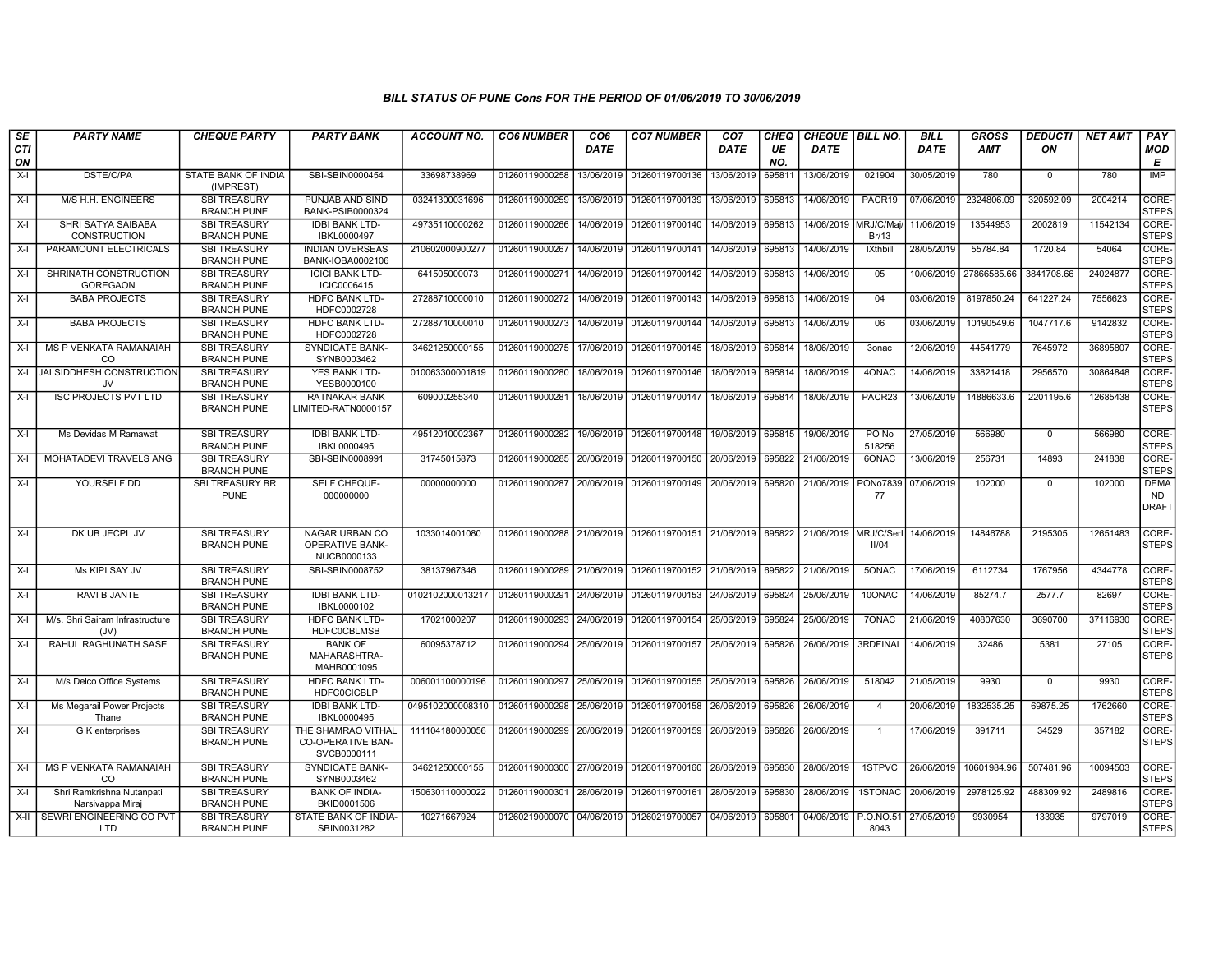### BILL STATUS OF PUNE Cons FOR THE PERIOD OF 01/06/2019 TO 30/06/2019

| SECTION | PARTY NAME | CHEQUE PARTY | PARTY BANK | ACCOUNT NO. | CO6 NUMBER | CO6 DATE | CO7 NUMBER | CO7 DATE | CHEQUE NO. | CHEQUE DATE | BILL NO. | BILL DATE | GROSS AMT | DEDUCTION | NET AMT | PAY MODE |
|---|---|---|---|---|---|---|---|---|---|---|---|---|---|---|---|---|
| X-I | DSTE/C/PA | STATE BANK OF INDIA (IMPREST) | SBI-SBIN0000454 | 33698738969 | 01260119000258 | 13/06/2019 | 01260119700136 | 13/06/2019 | 695811 | 13/06/2019 | 021904 | 30/05/2019 | 780 | 0 | 780 | IMP |
| X-I | M/S H.H. ENGINEERS | SBI TREASURY BRANCH PUNE | PUNJAB AND SIND BANK-PSIB0000324 | 03241300031696 | 01260119000259 | 13/06/2019 | 01260119700139 | 13/06/2019 | 695813 | 14/06/2019 | PACR19 | 07/06/2019 | 2324806.09 | 320592.09 | 2004214 | CORE-STEPS |
| X-I | SHRI SATYA SAIBABA CONSTRUCTION | SBI TREASURY BRANCH PUNE | IDBI BANK LTD-IBKL0000497 | 49735110000262 | 01260119000266 | 14/06/2019 | 01260119700140 | 14/06/2019 | 695813 | 14/06/2019 | MRJ/C/Maj/Br/13 | 11/06/2019 | 13544953 | 2002819 | 11542134 | CORE-STEPS |
| X-I | PARAMOUNT ELECTRICALS | SBI TREASURY BRANCH PUNE | INDIAN OVERSEAS BANK-IOBA0002106 | 210602000900277 | 01260119000267 | 14/06/2019 | 01260119700141 | 14/06/2019 | 695813 | 14/06/2019 | IXthbill | 28/05/2019 | 55784.84 | 1720.84 | 54064 | CORE-STEPS |
| X-I | SHRINATH CONSTRUCTION GOREGAON | SBI TREASURY BRANCH PUNE | ICICI BANK LTD-ICIC0006415 | 641505000073 | 01260119000271 | 14/06/2019 | 01260119700142 | 14/06/2019 | 695813 | 14/06/2019 | 05 | 10/06/2019 | 27866585.66 | 3841708.66 | 24024877 | CORE-STEPS |
| X-I | BABA PROJECTS | SBI TREASURY BRANCH PUNE | HDFC BANK LTD-HDFC0002728 | 27288710000010 | 01260119000272 | 14/06/2019 | 01260119700143 | 14/06/2019 | 695813 | 14/06/2019 | 04 | 03/06/2019 | 8197850.24 | 641227.24 | 7556623 | CORE-STEPS |
| X-I | BABA PROJECTS | SBI TREASURY BRANCH PUNE | HDFC BANK LTD-HDFC0002728 | 27288710000010 | 01260119000273 | 14/06/2019 | 01260119700144 | 14/06/2019 | 695813 | 14/06/2019 | 06 | 03/06/2019 | 10190549.6 | 1047717.6 | 9142832 | CORE-STEPS |
| X-I | MS P VENKATA RAMANAIAH CO | SBI TREASURY BRANCH PUNE | SYNDICATE BANK-SYNB0003462 | 34621250000155 | 01260119000275 | 17/06/2019 | 01260119700145 | 18/06/2019 | 695814 | 18/06/2019 | 3onac | 12/06/2019 | 44541779 | 7645972 | 36895807 | CORE-STEPS |
| X-I | JAI SIDDHESH CONSTRUCTION JV | SBI TREASURY BRANCH PUNE | YES BANK LTD-YESB0000100 | 010063300001819 | 01260119000280 | 18/06/2019 | 01260119700146 | 18/06/2019 | 695814 | 18/06/2019 | 4ONAC | 14/06/2019 | 33821418 | 2956570 | 30864848 | CORE-STEPS |
| X-I | ISC PROJECTS PVT LTD | SBI TREASURY BRANCH PUNE | RATNAKAR BANK LIMITED-RATN0000157 | 609000255340 | 01260119000281 | 18/06/2019 | 01260119700147 | 18/06/2019 | 695814 | 18/06/2019 | PACR23 | 13/06/2019 | 14886633.6 | 2201195.6 | 12685438 | CORE-STEPS |
| X-I | Ms Devidas M Ramawat | SBI TREASURY BRANCH PUNE | IDBI BANK LTD-IBKL0000495 | 49512010002367 | 01260119000282 | 19/06/2019 | 01260119700148 | 19/06/2019 | 695815 | 19/06/2019 | PO No 518256 | 27/05/2019 | 566980 | 0 | 566980 | CORE-STEPS |
| X-I | MOHATADEVI TRAVELS ANG | SBI TREASURY BRANCH PUNE | SBI-SBIN0008991 | 31745015873 | 01260119000285 | 20/06/2019 | 01260119700150 | 20/06/2019 | 695822 | 21/06/2019 | 6ONAC | 13/06/2019 | 256731 | 14893 | 241838 | CORE-STEPS |
| X-I | YOURSELF DD | SBI TREASURY BR PUNE | SELF CHEQUE-000000000 | 00000000000 | 01260119000287 | 20/06/2019 | 01260119700149 | 20/06/2019 | 695820 | 21/06/2019 | PONo783977 | 07/06/2019 | 102000 | 0 | 102000 | DEMAND DRAFT |
| X-I | DK UB JECPL JV | SBI TREASURY BRANCH PUNE | NAGAR URBAN CO OPERATIVE BANK-NUCB0000133 | 1033014001080 | 01260119000288 | 21/06/2019 | 01260119700151 | 21/06/2019 | 695822 | 21/06/2019 | MRJ/C/SerII/04 | 14/06/2019 | 14846788 | 2195305 | 12651483 | CORE-STEPS |
| X-I | Ms KIPLSAY JV | SBI TREASURY BRANCH PUNE | SBI-SBIN0008752 | 38137967346 | 01260119000289 | 21/06/2019 | 01260119700152 | 21/06/2019 | 695822 | 21/06/2019 | 5ONAC | 17/06/2019 | 6112734 | 1767956 | 4344778 | CORE-STEPS |
| X-I | RAVI B JANTE | SBI TREASURY BRANCH PUNE | IDBI BANK LTD-IBKL0000102 | 0102102000013217 | 01260119000291 | 24/06/2019 | 01260119700153 | 24/06/2019 | 695824 | 25/06/2019 | 10ONAC | 14/06/2019 | 85274.7 | 2577.7 | 82697 | CORE-STEPS |
| X-I | M/s. Shri Sairam Infrastructure (JV) | SBI TREASURY BRANCH PUNE | HDFC BANK LTD-HDFC0CBLMSB | 17021000207 | 01260119000293 | 24/06/2019 | 01260119700154 | 25/06/2019 | 695824 | 25/06/2019 | 7ONAC | 21/06/2019 | 40807630 | 3690700 | 37116930 | CORE-STEPS |
| X-I | RAHUL RAGHUNATH SASE | SBI TREASURY BRANCH PUNE | BANK OF MAHARASHTRA-MAHB0001095 | 60095378712 | 01260119000294 | 25/06/2019 | 01260119700157 | 25/06/2019 | 695826 | 26/06/2019 | 3RDFINAL | 14/06/2019 | 32486 | 5381 | 27105 | CORE-STEPS |
| X-I | M/s Delco Office Systems | SBI TREASURY BRANCH PUNE | HDFC BANK LTD-HDFC0CICBLP | 006001100000196 | 01260119000297 | 25/06/2019 | 01260119700155 | 25/06/2019 | 695826 | 26/06/2019 | 518042 | 21/05/2019 | 9930 | 0 | 9930 | CORE-STEPS |
| X-I | Ms Megarail Power Projects Thane | SBI TREASURY BRANCH PUNE | IDBI BANK LTD-IBKL0000495 | 0495102000008310 | 01260119000298 | 25/06/2019 | 01260119700158 | 26/06/2019 | 695826 | 26/06/2019 | 4 | 20/06/2019 | 1832535.25 | 69875.25 | 1762660 | CORE-STEPS |
| X-I | G K enterprises | SBI TREASURY BRANCH PUNE | THE SHAMRAO VITHAL CO-OPERATIVE BAN-SVCB0000111 | 111104180000056 | 01260119000299 | 26/06/2019 | 01260119700159 | 26/06/2019 | 695826 | 26/06/2019 | 1 | 17/06/2019 | 391711 | 34529 | 357182 | CORE-STEPS |
| X-I | MS P VENKATA RAMANAIAH CO | SBI TREASURY BRANCH PUNE | SYNDICATE BANK-SYNB0003462 | 34621250000155 | 01260119000300 | 27/06/2019 | 01260119700160 | 28/06/2019 | 695830 | 28/06/2019 | 1STPVC | 26/06/2019 | 10601984.96 | 507481.96 | 10094503 | CORE-STEPS |
| X-I | Shri Ramkrishna Nutanpati Narsivappa Miraj | SBI TREASURY BRANCH PUNE | BANK OF INDIA-BKID0001506 | 150630110000022 | 01260119000301 | 28/06/2019 | 01260119700161 | 28/06/2019 | 695830 | 28/06/2019 | 1STONAC | 20/06/2019 | 2978125.92 | 488309.92 | 2489816 | CORE-STEPS |
| X-II | SEWRI ENGINEERING CO PVT LTD | SBI TREASURY BRANCH PUNE | STATE BANK OF INDIA-SBIN0031282 | 10271667924 | 01260219000070 | 04/06/2019 | 01260219700057 | 04/06/2019 | 695801 | 04/06/2019 | P.O.NO.518043 | 27/05/2019 | 9930954 | 133935 | 9797019 | CORE-STEPS |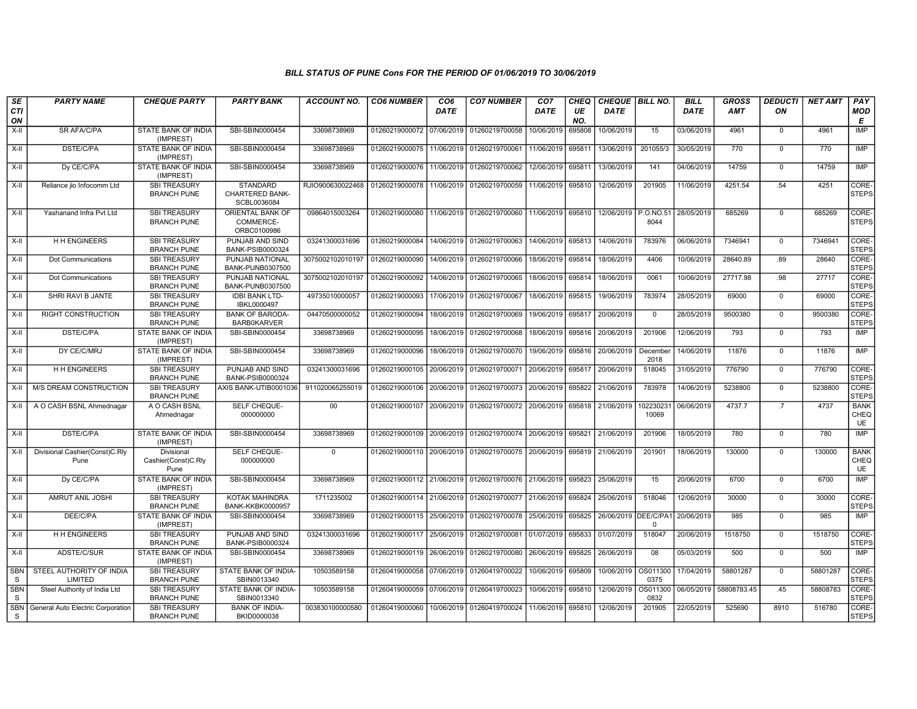## BILL STATUS OF PUNE Cons FOR THE PERIOD OF 01/06/2019 TO 30/06/2019

| SECTION | PARTY NAME | CHEQUE PARTY | PARTY BANK | ACCOUNT NO. | CO6 NUMBER | CO6 DATE | CO7 NUMBER | CO7 DATE | CHEQUE NO. | CHEQUE DATE | BILL NO. | BILL DATE | GROSS AMT | DEDUCTION | NET AMT | PAY MODE |
|---|---|---|---|---|---|---|---|---|---|---|---|---|---|---|---|---|
| X-II | SR AFA/C/PA | STATE BANK OF INDIA (IMPREST) | SBI-SBIN0000454 | 33698738969 | 01260219000072 | 07/06/2019 | 01260219700058 | 10/06/2019 | 695808 | 10/06/2019 | 15 | 03/06/2019 | 4961 | 0 | 4961 | IMP |
| X-II | DSTE/C/PA | STATE BANK OF INDIA (IMPREST) | SBI-SBIN0000454 | 33698738969 | 01260219000075 | 11/06/2019 | 01260219700061 | 11/06/2019 | 695811 | 13/06/2019 | 201055/3 | 30/05/2019 | 770 | 0 | 770 | IMP |
| X-II | Dy CE/C/PA | STATE BANK OF INDIA (IMPREST) | SBI-SBIN0000454 | 33698738969 | 01260219000076 | 11/06/2019 | 01260219700062 | 12/06/2019 | 695811 | 13/06/2019 | 141 | 04/06/2019 | 14759 | 0 | 14759 | IMP |
| X-II | Reliance jio Infocomm Ltd | SBI TREASURY BRANCH PUNE | STANDARD CHARTERED BANK-SCBL0036084 | RJIO900630022468 | 01260219000078 | 11/06/2019 | 01260219700059 | 11/06/2019 | 695810 | 12/06/2019 | 201905 | 11/06/2019 | 4251.54 | .54 | 4251 | CORE-STEPS |
| X-II | Yashanand Infra Pvt Ltd | SBI TREASURY BRANCH PUNE | ORIENTAL BANK OF COMMERCE-ORBC0100986 | 09864015003264 | 01260219000080 | 11/06/2019 | 01260219700060 | 11/06/2019 | 695810 | 12/06/2019 | P.O.NO.518044 | 28/05/2019 | 685269 | 0 | 685269 | CORE-STEPS |
| X-II | H H ENGINEERS | SBI TREASURY BRANCH PUNE | PUNJAB AND SIND BANK-PSIB0000324 | 03241300031696 | 01260219000084 | 14/06/2019 | 01260219700063 | 14/06/2019 | 695813 | 14/06/2019 | 783976 | 06/06/2019 | 7346941 | 0 | 7346941 | CORE-STEPS |
| X-II | Dot Communications | SBI TREASURY BRANCH PUNE | PUNJAB NATIONAL BANK-PUNB0307500 | 3075002102010197 | 01260219000090 | 14/06/2019 | 01260219700066 | 18/06/2019 | 695814 | 18/06/2019 | 4406 | 10/06/2019 | 28640.89 | .89 | 28640 | CORE-STEPS |
| X-II | Dot Communications | SBI TREASURY BRANCH PUNE | PUNJAB NATIONAL BANK-PUNB0307500 | 3075002102010197 | 01260219000092 | 14/06/2019 | 01260219700065 | 18/06/2019 | 695814 | 18/06/2019 | 0061 | 10/06/2019 | 27717.98 | .98 | 27717 | CORE-STEPS |
| X-II | SHRI RAVI B JANTE | SBI TREASURY BRANCH PUNE | IDBI BANK LTD-IBKL0000497 | 49735010000057 | 01260219000093 | 17/06/2019 | 01260219700067 | 18/06/2019 | 695815 | 19/06/2019 | 783974 | 28/05/2019 | 69000 | 0 | 69000 | CORE-STEPS |
| X-II | RIGHT CONSTRUCTION | SBI TREASURY BRANCH PUNE | BANK OF BARODA-BARB0KARVER | 04470500000052 | 01260219000094 | 18/06/2019 | 01260219700069 | 19/06/2019 | 695817 | 20/06/2019 | 0 | 28/05/2019 | 9500380 | 0 | 9500380 | CORE-STEPS |
| X-II | DSTE/C/PA | STATE BANK OF INDIA (IMPREST) | SBI-SBIN0000454 | 33698738969 | 01260219000095 | 18/06/2019 | 01260219700068 | 18/06/2019 | 695816 | 20/06/2019 | 201906 | 12/06/2019 | 793 | 0 | 793 | IMP |
| X-II | DY CE/C/MRJ | STATE BANK OF INDIA (IMPREST) | SBI-SBIN0000454 | 33698738969 | 01260219000096 | 18/06/2019 | 01260219700070 | 19/06/2019 | 695816 | 20/06/2019 | December 2018 | 14/06/2019 | 11876 | 0 | 11876 | IMP |
| X-II | H H ENGINEERS | SBI TREASURY BRANCH PUNE | PUNJAB AND SIND BANK-PSIB0000324 | 03241300031696 | 01260219000105 | 20/06/2019 | 01260219700071 | 20/06/2019 | 695817 | 20/06/2019 | 518045 | 31/05/2019 | 776790 | 0 | 776790 | CORE-STEPS |
| X-II | M/S DREAM CONSTRUCTION | SBI TREASURY BRANCH PUNE | AXIS BANK-UTIB0001036 | 911020065255019 | 01260219000106 | 20/06/2019 | 01260219700073 | 20/06/2019 | 695822 | 21/06/2019 | 783978 | 14/06/2019 | 5238800 | 0 | 5238800 | CORE-STEPS |
| X-II | A O CASH BSNL Ahmednagar | A O CASH BSNL Ahmednagar | SELF CHEQUE-000000000 | 00 | 01260219000107 | 20/06/2019 | 01260219700072 | 20/06/2019 | 695818 | 21/06/2019 | 10223023110069 | 06/06/2019 | 4737.7 | .7 | 4737 | BANK CHEQUE |
| X-II | DSTE/C/PA | STATE BANK OF INDIA (IMPREST) | SBI-SBIN0000454 | 33698738969 | 01260219000109 | 20/06/2019 | 01260219700074 | 20/06/2019 | 695821 | 21/06/2019 | 201906 | 18/05/2019 | 780 | 0 | 780 | IMP |
| X-II | Divisional Cashier(Const)C.Rly Pune | Divisional Cashier(Const)C.Rly Pune | SELF CHEQUE-000000000 | 0 | 01260219000110 | 20/06/2019 | 01260219700075 | 20/06/2019 | 695819 | 21/06/2019 | 201901 | 18/06/2019 | 130000 | 0 | 130000 | BANK CHEQUE |
| X-II | Dy CE/C/PA | STATE BANK OF INDIA (IMPREST) | SBI-SBIN0000454 | 33698738969 | 01260219000112 | 21/06/2019 | 01260219700076 | 21/06/2019 | 695823 | 25/06/2019 | 15 | 20/06/2019 | 6700 | 0 | 6700 | IMP |
| X-II | AMRUT ANIL JOSHI | SBI TREASURY BRANCH PUNE | KOTAK MAHINDRA BANK-KKBK0000957 | 1711235002 | 01260219000114 | 21/06/2019 | 01260219700077 | 21/06/2019 | 695824 | 25/06/2019 | 518046 | 12/06/2019 | 30000 | 0 | 30000 | CORE-STEPS |
| X-II | DEE/C/PA | STATE BANK OF INDIA (IMPREST) | SBI-SBIN0000454 | 33698738969 | 01260219000115 | 25/06/2019 | 01260219700078 | 25/06/2019 | 695825 | 26/06/2019 | DEE/C/PA10 | 20/06/2019 | 985 | 0 | 985 | IMP |
| X-II | H H ENGINEERS | SBI TREASURY BRANCH PUNE | PUNJAB AND SIND BANK-PSIB0000324 | 03241300031696 | 01260219000117 | 25/06/2019 | 01260219700081 | 01/07/2019 | 695833 | 01/07/2019 | 518047 | 20/06/2019 | 1518750 | 0 | 1518750 | CORE-STEPS |
| X-II | ADSTE/C/SUR | STATE BANK OF INDIA (IMPREST) | SBI-SBIN0000454 | 33698738969 | 01260219000119 | 26/06/2019 | 01260219700080 | 26/06/2019 | 695825 | 26/06/2019 | 08 | 05/03/2019 | 500 | 0 | 500 | IMP |
| SBNS | STEEL AUTHORITY OF INDIA LIMITED | SBI TREASURY BRANCH PUNE | STATE BANK OF INDIA-SBIN0013340 | 10505589158 | 01260419000058 | 07/06/2019 | 01260419700022 | 10/06/2019 | 695809 | 10/06/2019 | OS0113000375 | 17/04/2019 | 58801287 | 0 | 58801287 | CORE-STEPS |
| SBNS | Steel Authority of India Ltd | SBI TREASURY BRANCH PUNE | STATE BANK OF INDIA-SBIN0013340 | 10505589158 | 01260419000059 | 07/06/2019 | 01260419700023 | 10/06/2019 | 695810 | 12/06/2019 | OS0113000832 | 06/05/2019 | 58808783.45 | .45 | 58808783 | CORE-STEPS |
| SBNS | General Auto Electric Corporation | SBI TREASURY BRANCH PUNE | BANK OF INDIA-BKID0000038 | 003830100000580 | 01260419000060 | 10/06/2019 | 01260419700024 | 11/06/2019 | 695810 | 12/06/2019 | 201905 | 22/05/2019 | 525690 | 8910 | 516780 | CORE-STEPS |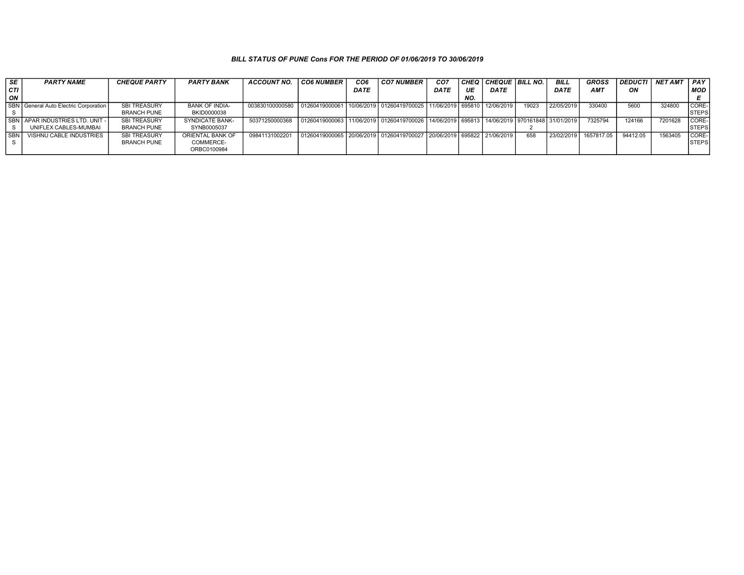***BILL STATUS OF PUNE Cons FOR THE PERIOD OF 01/06/2019 TO 30/06/2019***

| SECTION | PARTY NAME | CHEQUE PARTY | PARTY BANK | ACCOUNT NO. | CO6 NUMBER | CO6 DATE | CO7 NUMBER | CO7 DATE | CHEQUE NO. | CHEQUE DATE | BILL NO. | BILL DATE | GROSS AMT | DEDUCTION | NET AMT | PAY MODE |
|---|---|---|---|---|---|---|---|---|---|---|---|---|---|---|---|---|
| SBNS | General Auto Electric Corporation | SBI TREASURY BRANCH PUNE | BANK OF INDIA-BKID0000038 | 003830100000580 | 01260419000061 | 10/06/2019 | 01260419700025 | 11/06/2019 | 695810 | 12/06/2019 | 19023 | 22/05/2019 | 330400 | 5600 | 324800 | CORE-STEPS |
| SBNS | APAR INDUSTRIES LTD. UNIT - UNIFLEX CABLES-MUMBAI | SBI TREASURY BRANCH PUNE | SYNDICATE BANK-SYNB0005037 | 50371250000368 | 01260419000063 | 11/06/2019 | 01260419700026 | 14/06/2019 | 695813 | 14/06/2019 | 9701618482 | 31/01/2019 | 7325794 | 124166 | 7201628 | CORE-STEPS |
| SBNS | VISHNU CABLE INDUSTRIES | SBI TREASURY BRANCH PUNE | ORIENTAL BANK OF COMMERCE-ORBC0100984 | 09841131002201 | 01260419000065 | 20/06/2019 | 01260419700027 | 20/06/2019 | 695822 | 21/06/2019 | 658 | 23/02/2019 | 1657817.05 | 94412.05 | 1563405 | CORE-STEPS |